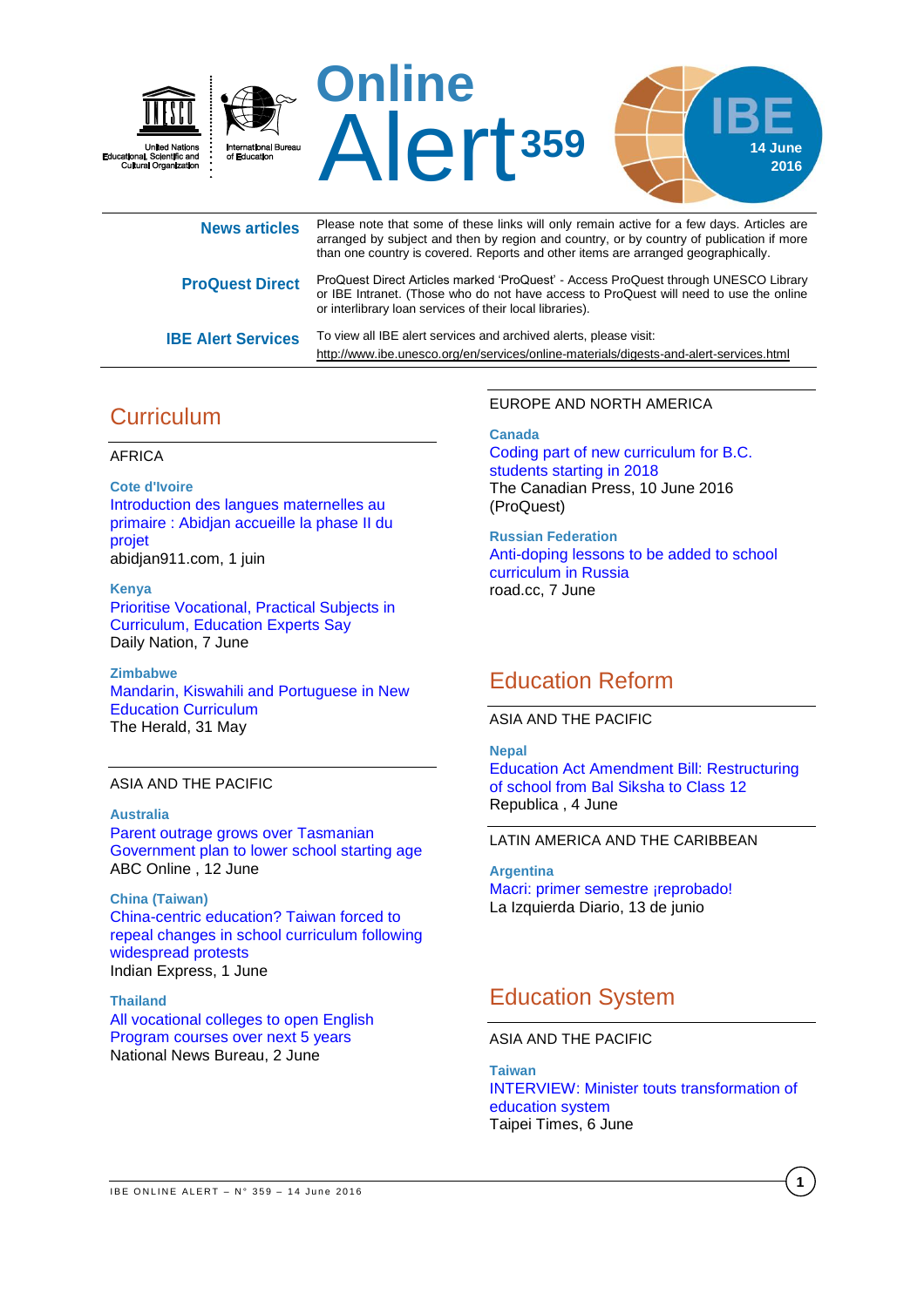United Nations Educational, Scientific and Cultural Organization | International Bureau of Education

# Online Alert 359

IBE 14 June 2016

| | |
|---|---|
| **News articles** | Please note that some of these links will only remain active for a few days. Articles are arranged by subject and then by region and country, or by country of publication if more than one country is covered. Reports and other items are arranged geographically. |
| **ProQuest Direct** | ProQuest Direct Articles marked 'ProQuest' - Access ProQuest through UNESCO Library or IBE Intranet. (Those who do not have access to ProQuest will need to use the online or interlibrary loan services of their local libraries). |
| **IBE Alert Services** | To view all IBE alert services and archived alerts, please visit: http://www.ibe.unesco.org/en/services/online-materials/digests-and-alert-services.html |

## Curriculum

### AFRICA

**Cote d'Ivoire**
Introduction des langues maternelles au primaire : Abidjan accueille la phase II du projet
abidjan911.com, 1 juin

**Kenya**
Prioritise Vocational, Practical Subjects in Curriculum, Education Experts Say
Daily Nation, 7 June

**Zimbabwe**
Mandarin, Kiswahili and Portuguese in New Education Curriculum
The Herald, 31 May

### ASIA AND THE PACIFIC

**Australia**
Parent outrage grows over Tasmanian Government plan to lower school starting age
ABC Online , 12 June

**China (Taiwan)**
China-centric education? Taiwan forced to repeal changes in school curriculum following widespread protests
Indian Express, 1 June

**Thailand**
All vocational colleges to open English Program courses over next 5 years
National News Bureau, 2 June

### EUROPE AND NORTH AMERICA

**Canada**
Coding part of new curriculum for B.C. students starting in 2018
The Canadian Press, 10 June 2016 (ProQuest)

**Russian Federation**
Anti-doping lessons to be added to school curriculum in Russia
road.cc, 7 June

## Education Reform

### ASIA AND THE PACIFIC

**Nepal**
Education Act Amendment Bill: Restructuring of school from Bal Siksha to Class 12
Republica , 4 June

### LATIN AMERICA AND THE CARIBBEAN

**Argentina**
Macri: primer semestre ¡reprobado!
La Izquierda Diario, 13 de junio

## Education System

### ASIA AND THE PACIFIC

**Taiwan**
INTERVIEW: Minister touts transformation of education system
Taipei Times, 6 June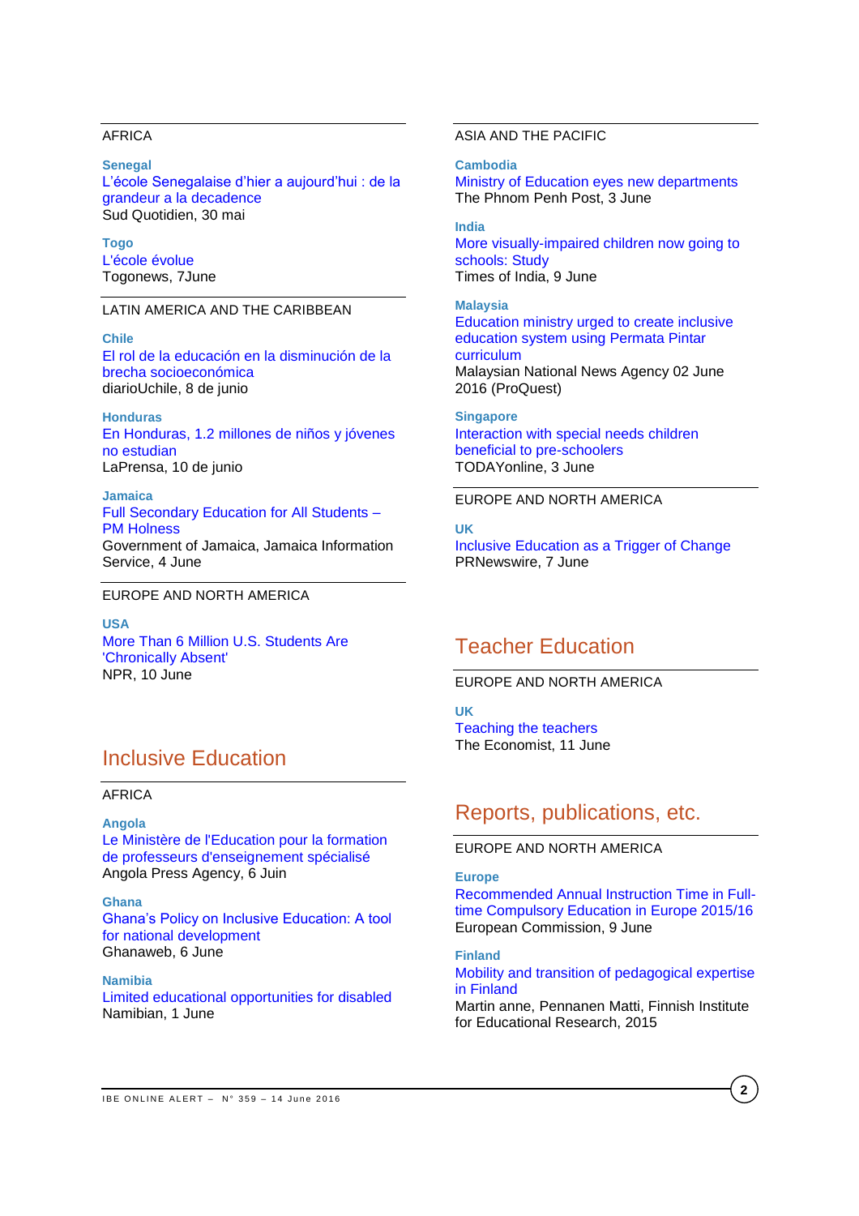AFRICA

**Senegal**
L'école Senegalaise d'hier a aujourd'hui : de la grandeur a la decadence
Sud Quotidien, 30 mai

**Togo**
L'école évolue
Togonews, 7June

LATIN AMERICA AND THE CARIBBEAN

**Chile**
El rol de la educación en la disminución de la brecha socioeconómica
diarioUchile, 8 de junio

**Honduras**
En Honduras, 1.2 millones de niños y jóvenes no estudian
LaPrensa, 10 de junio

**Jamaica**
Full Secondary Education for All Students – PM Holness
Government of Jamaica, Jamaica Information Service, 4 June

EUROPE AND NORTH AMERICA

**USA**
More Than 6 Million U.S. Students Are 'Chronically Absent'
NPR, 10 June

## Inclusive Education

AFRICA

**Angola**
Le Ministère de l'Education pour la formation de professeurs d'enseignement spécialisé
Angola Press Agency, 6 Juin

**Ghana**
Ghana's Policy on Inclusive Education: A tool for national development
Ghanaweb, 6 June

**Namibia**
Limited educational opportunities for disabled
Namibian, 1 June

ASIA AND THE PACIFIC

**Cambodia**
Ministry of Education eyes new departments
The Phnom Penh Post, 3 June

**India**
More visually-impaired children now going to schools: Study
Times of India, 9 June

**Malaysia**
Education ministry urged to create inclusive education system using Permata Pintar curriculum
Malaysian National News Agency 02 June 2016 (ProQuest)

**Singapore**
Interaction with special needs children beneficial to pre-schoolers
TODAYonline, 3 June

EUROPE AND NORTH AMERICA

**UK**
Inclusive Education as a Trigger of Change
PRNewswire, 7 June

## Teacher Education

EUROPE AND NORTH AMERICA

**UK**
Teaching the teachers
The Economist, 11 June

## Reports, publications, etc.

EUROPE AND NORTH AMERICA

**Europe**
Recommended Annual Instruction Time in Full-time Compulsory Education in Europe 2015/16
European Commission, 9 June

**Finland**
Mobility and transition of pedagogical expertise in Finland
Martin anne, Pennanen Matti, Finnish Institute for Educational Research, 2015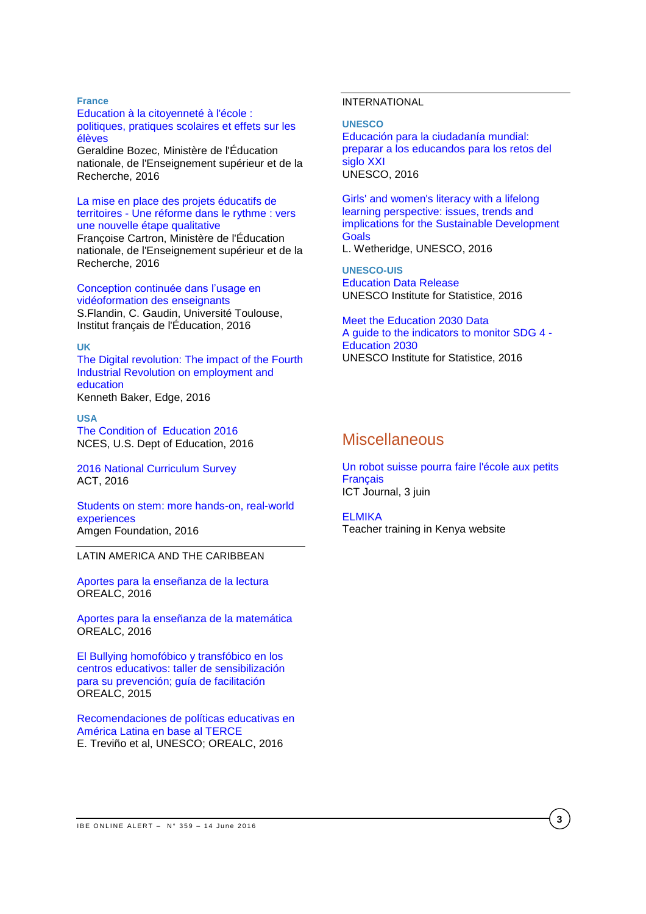**France**

Education à la citoyenneté à l'école : politiques, pratiques scolaires et effets sur les élèves
Geraldine Bozec, Ministère de l'Éducation nationale, de l'Enseignement supérieur et de la Recherche, 2016

La mise en place des projets éducatifs de territoires - Une réforme dans le rythme : vers une nouvelle étape qualitative
Françoise Cartron, Ministère de l'Éducation nationale, de l'Enseignement supérieur et de la Recherche, 2016

Conception continuée dans l'usage en vidéoformation des enseignants
S.Flandin, C. Gaudin, Université Toulouse, Institut français de l'Éducation, 2016

**UK**

The Digital revolution: The impact of the Fourth Industrial Revolution on employment and education
Kenneth Baker, Edge, 2016

**USA**

The Condition of Education 2016
NCES, U.S. Dept of Education, 2016

2016 National Curriculum Survey
ACT, 2016

Students on stem: more hands-on, real-world experiences
Amgen Foundation, 2016

LATIN AMERICA AND THE CARIBBEAN

Aportes para la enseñanza de la lectura
OREALC, 2016

Aportes para la enseñanza de la matemática
OREALC, 2016

El Bullying homofóbico y transfóbico en los centros educativos: taller de sensibilización para su prevención; guía de facilitación
OREALC, 2015

Recomendaciones de políticas educativas en América Latina en base al TERCE
E. Treviño et al, UNESCO; OREALC, 2016

INTERNATIONAL

**UNESCO**

Educación para la ciudadanía mundial: preparar a los educandos para los retos del siglo XXI
UNESCO, 2016

Girls' and women's literacy with a lifelong learning perspective: issues, trends and implications for the Sustainable Development Goals
L. Wetheridge, UNESCO, 2016

**UNESCO-UIS**

Education Data Release
UNESCO Institute for Statistice, 2016

Meet the Education 2030 Data
A guide to the indicators to monitor SDG 4 - Education 2030
UNESCO Institute for Statistice, 2016

## Miscellaneous

Un robot suisse pourra faire l'école aux petits Français
ICT Journal, 3 juin

ELMIKA
Teacher training in Kenya website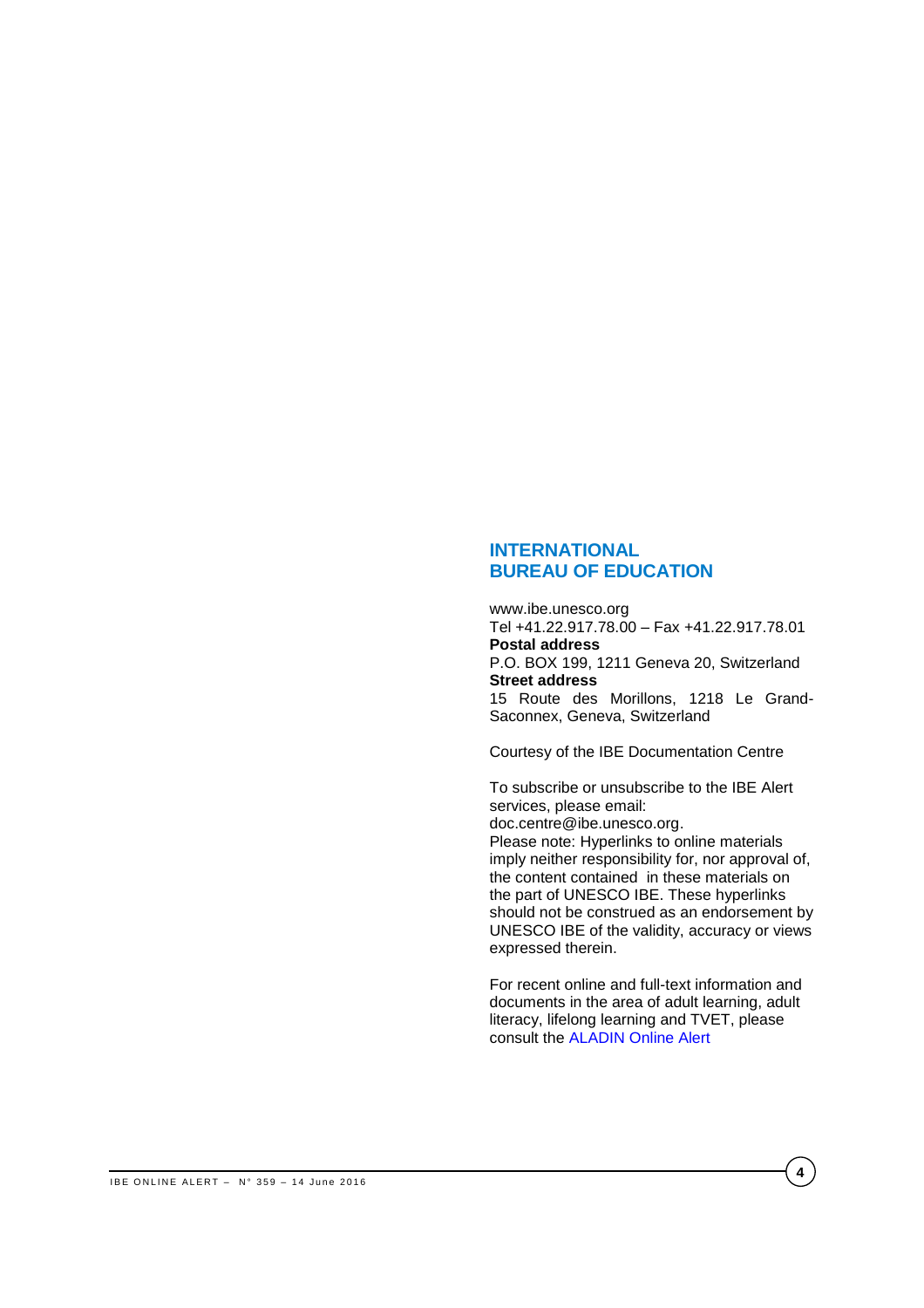## INTERNATIONAL BUREAU OF EDUCATION

www.ibe.unesco.org
Tel +41.22.917.78.00 – Fax +41.22.917.78.01
**Postal address**
P.O. BOX 199, 1211 Geneva 20, Switzerland
**Street address**
15 Route des Morillons, 1218 Le Grand-Saconnex, Geneva, Switzerland

Courtesy of the IBE Documentation Centre

To subscribe or unsubscribe to the IBE Alert services, please email:
doc.centre@ibe.unesco.org.
Please note: Hyperlinks to online materials imply neither responsibility for, nor approval of, the content contained in these materials on the part of UNESCO IBE. These hyperlinks should not be construed as an endorsement by UNESCO IBE of the validity, accuracy or views expressed therein.

For recent online and full-text information and documents in the area of adult learning, adult literacy, lifelong learning and TVET, please consult the ALADIN Online Alert